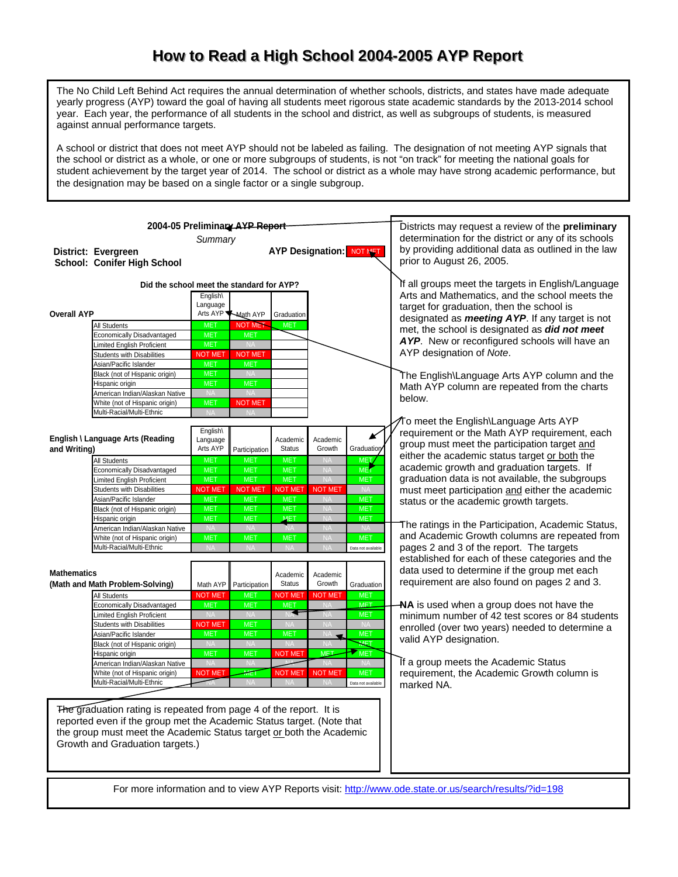# How to Read a High School 2004-2005 AYP Report

The No Child Left Behind Act requires the annual determination of whether schools, districts, and states have made adequate yearly progress (AYP) toward the goal of having all students meet rigorous state academic standards by the 2013-2014 school year. Each year, the performance of all students in the school and district, as well as subgroups of students, is measured against annual performance targets.

A school or district that does not meet AYP should not be labeled as failing. The designation of not meeting AYP signals that the school or district as a whole, or one or more subgroups of students, is not "on track" for meeting the national goals for student achievement by the target year of 2014. The school or district as a whole may have strong academic performance, but the designation may be based on a single factor or a single subgroup.

**2004-05 Preliminary AYP Report**

*Summary*

**District: Evergreen**
**School: Conifer High School**

**AYP Designation:** NOT MET

**Did the school meet the standard for AYP?**

**Overall AYP**

| | English\ Language Arts AYP | Math AYP | Graduation |
|---|---|---|---|
| All Students | MET | NOT MET | MET |
| Economically Disadvantaged | MET | MET | |
| Limited English Proficient | MET | NA | |
| Students with Disabilities | NOT MET | NOT MET | |
| Asian/Pacific Islander | MET | MET | |
| Black (not of Hispanic origin) | MET | NA | |
| Hispanic origin | MET | MET | |
| American Indian/Alaskan Native | NA | NA | |
| White (not of Hispanic origin) | MET | NOT MET | |
| Multi-Racial/Multi-Ethnic | NA | NA | |

**English \ Language Arts (Reading and Writing)**

| | English\ Language Arts AYP | Participation | Academic Status | Academic Growth | Graduation |
|---|---|---|---|---|---|
| All Students | MET | MET | MET | NA | MET |
| Economically Disadvantaged | MET | MET | MET | NA | MET |
| Limited English Proficient | MET | MET | MET | NA | MET |
| Students with Disabilities | NOT MET | NOT MET | NOT MET | NOT MET | NA |
| Asian/Pacific Islander | MET | MET | MET | NA | MET |
| Black (not of Hispanic origin) | MET | MET | MET | NA | MET |
| Hispanic origin | MET | MET | MET | NA | MET |
| American Indian/Alaskan Native | NA | NA | NA | NA | NA |
| White (not of Hispanic origin) | MET | MET | MET | NA | MET |
| Multi-Racial/Multi-Ethnic | NA | NA | NA | NA | Data not available |

**Mathematics (Math and Math Problem-Solving)**

| | Math AYP | Participation | Academic Status | Academic Growth | Graduation |
|---|---|---|---|---|---|
| All Students | NOT MET | MET | NOT MET | NOT MET | MET |
| Economically Disadvantaged | MET | MET | MET | NA | MET |
| Limited English Proficient | NA | NA | NA | NA | MET |
| Students with Disabilities | NOT MET | MET | NA | NA | NA |
| Asian/Pacific Islander | MET | MET | MET | NA | MET |
| Black (not of Hispanic origin) | NA | NA | NA | NA | MET |
| Hispanic origin | MET | MET | NOT MET | MET | MET |
| American Indian/Alaskan Native | NA | NA | NA | NA | NA |
| White (not of Hispanic origin) | NOT MET | MET | NOT MET | NOT MET | MET |
| Multi-Racial/Multi-Ethnic | NA | NA | NA | NA | Data not available |

The graduation rating is repeated from page 4 of the report. It is reported even if the group met the Academic Status target. (Note that the group must meet the Academic Status target or both the Academic Growth and Graduation targets.)

Districts may request a review of the **preliminary** determination for the district or any of its schools by providing additional data as outlined in the law prior to August 26, 2005.

If all groups meet the targets in English/Language Arts and Mathematics, and the school meets the target for graduation, then the school is designated as ***meeting AYP***. If any target is not met, the school is designated as ***did not meet AYP***. New or reconfigured schools will have an AYP designation of *Note*.

The English\Language Arts AYP column and the Math AYP column are repeated from the charts below.

To meet the English\Language Arts AYP requirement or the Math AYP requirement, each group must meet the participation target and either the academic status target or both the academic growth and graduation targets. If graduation data is not available, the subgroups must meet participation and either the academic status or the academic growth targets.

The ratings in the Participation, Academic Status, and Academic Growth columns are repeated from pages 2 and 3 of the report. The targets established for each of these categories and the data used to determine if the group met each requirement are also found on pages 2 and 3.

**NA** is used when a group does not have the minimum number of 42 test scores or 84 students enrolled (over two years) needed to determine a valid AYP designation.

If a group meets the Academic Status requirement, the Academic Growth column is marked NA.

For more information and to view AYP Reports visit: http://www.ode.state.or.us/search/results/?id=198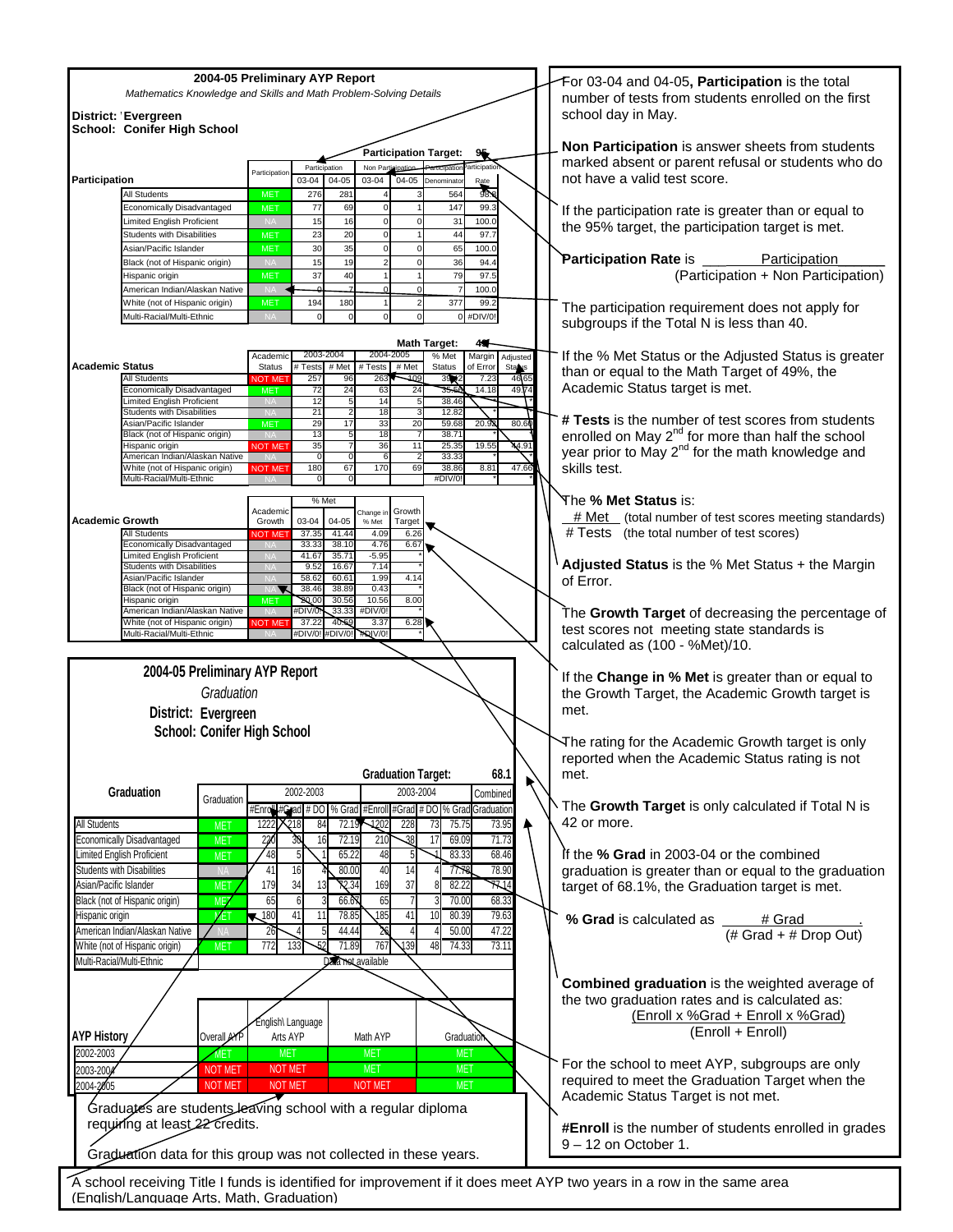## 2004-05 Preliminary AYP Report

*Mathematics Knowledge and Skills and Math Problem-Solving Details*

**District:** Evergreen
**School:** Conifer High School

**Participation Target: 95**

| Participation | Participation | Participation 03-04 | Participation 04-05 | Non Participation 03-04 | Non Participation 04-05 | Participation Denominator | Participation Rate |
|---|---|---|---|---|---|---|---|
| All Students | MET | 276 | 281 | 4 | 3 | 564 | 98.8 |
| Economically Disadvantaged | MET | 77 | 69 | 0 | 1 | 147 | 99.3 |
| Limited English Proficient | NA | 15 | 16 | 0 | 0 | 31 | 100.0 |
| Students with Disabilities | MET | 23 | 20 | 0 | 1 | 44 | 97.7 |
| Asian/Pacific Islander | MET | 30 | 35 | 0 | 0 | 65 | 100.0 |
| Black (not of Hispanic origin) | NA | 15 | 19 | 2 | 0 | 36 | 94.4 |
| Hispanic origin | MET | 37 | 40 | 1 | 1 | 79 | 97.5 |
| American Indian/Alaskan Native | NA | 0 | 7 | 0 | 0 | 7 | 100.0 |
| White (not of Hispanic origin) | MET | 194 | 180 | 1 | 2 | 377 | 99.2 |
| Multi-Racial/Multi-Ethnic | NA | 0 | 0 | 0 | 0 | 0 | #DIV/0! |

**Math Target: 49**

| Academic Status | Academic Status | 2003-2004 # Tests | 2003-2004 # Met | 2004-2005 # Tests | 2004-2005 # Met | % Met Status | Margin of Error | Adjusted Status |
|---|---|---|---|---|---|---|---|---|
| All Students | NOT MET | 257 | 96 | 263 | 109 | 39.62 | 7.23 | 46.85 |
| Economically Disadvantaged | MET | 72 | 24 | 63 | 24 | 35.56 | 14.18 | 49.74 |
| Limited English Proficient | NA | 12 | 5 | 14 | 5 | 38.46 | * | * |
| Students with Disabilities | NA | 21 | 2 | 18 | 3 | 12.82 | * | * |
| Asian/Pacific Islander | MET | 29 | 17 | 33 | 20 | 59.68 | 20.92 | 80.60 |
| Black (not of Hispanic origin) | NA | 13 | 5 | 18 | 7 | 38.71 | * | * |
| Hispanic origin | NOT MET | 35 | 7 | 36 | 11 | 25.35 | 19.55 | 44.91 |
| American Indian/Alaskan Native | NA | 0 | 0 | 6 | 2 | 33.33 | * | * |
| White (not of Hispanic origin) | NOT MET | 180 | 67 | 170 | 69 | 38.86 | 8.81 | 47.66 |
| Multi-Racial/Multi-Ethnic | NA | 0 | 0 | | | #DIV/0! | | * |

| Academic Growth | Academic Growth | % Met 03-04 | % Met 04-05 | Change in % Met | Growth Target |
|---|---|---|---|---|---|
| All Students | NOT MET | 37.35 | 41.44 | 4.09 | 6.26 |
| Economically Disadvantaged | NA | 33.33 | 38.10 | 4.76 | 6.67 |
| Limited English Proficient | NA | 41.67 | 35.71 | -5.95 | * |
| Students with Disabilities | NA | 9.52 | 16.67 | 7.14 | * |
| Asian/Pacific Islander | NA | 58.62 | 60.61 | 1.99 | 4.14 |
| Black (not of Hispanic origin) | NA | 38.46 | 38.89 | 0.43 | * |
| Hispanic origin | MET | 20.00 | 30.56 | 10.56 | 8.00 |
| American Indian/Alaskan Native | NA | #DIV/0! | 33.33 | #DIV/0! | * |
| White (not of Hispanic origin) | NOT MET | 37.22 | 40.59 | 3.37 | 6.28 |
| Multi-Racial/Multi-Ethnic | NA | #DIV/0! | #DIV/0! | #DIV/0! | * |

## 2004-05 Preliminary AYP Report

*Graduation*

**District:** Evergreen
**School:** Conifer High School

**Graduation Target: 68.1**

| Graduation | Graduation | 2002-2003 #Enroll | 2002-2003 #Grad | 2002-2003 # DO | 2002-2003 % Grad | 2003-2004 #Enroll | 2003-2004 #Grad | 2003-2004 # DO | 2003-2004 % Grad | Combined Graduation |
|---|---|---|---|---|---|---|---|---|---|---|
| All Students | MET | 1222 | 218 | 84 | 72.19 | 1202 | 228 | 73 | 75.75 | 73.95 |
| Economically Disadvantaged | MET | 220 | 38 | 16 | 72.19 | 210 | 38 | 17 | 69.09 | 71.73 |
| Limited English Proficient | MET | 48 | 5 | 1 | 65.22 | 48 | 5 | 1 | 83.33 | 68.46 |
| Students with Disabilities | NA | 41 | 16 | 4 | 80.00 | 40 | 14 | 4 | 77.78 | 78.90 |
| Asian/Pacific Islander | MET | 179 | 34 | 13 | 72.34 | 169 | 37 | 8 | 82.22 | 77.14 |
| Black (not of Hispanic origin) | MET | 65 | 6 | 3 | 66.67 | 65 | 7 | 3 | 70.00 | 68.33 |
| Hispanic origin | MET | 180 | 41 | 11 | 78.85 | 185 | 41 | 10 | 80.39 | 79.63 |
| American Indian/Alaskan Native | NA | 26 | 4 | 5 | 44.44 | 26 | 4 | 4 | 50.00 | 47.22 |
| White (not of Hispanic origin) | MET | 772 | 133 | 52 | 71.89 | 767 | 139 | 48 | 74.33 | 73.11 |
| Multi-Racial/Multi-Ethnic | | Data not available | | | | | | | | |

| AYP History | Overall AYP | English\ Language Arts AYP | Math AYP | Graduation |
|---|---|---|---|---|
| 2002-2003 | MET | MET | MET | MET |
| 2003-2004 | NOT MET | NOT MET | MET | MET |
| 2004-2005 | NOT MET | NOT MET | NOT MET | MET |

Graduates are students leaving school with a regular diploma requiring at least 22 credits.

Graduation data for this group was not collected in these years.

For 03-04 and 04-05, **Participation** is the total number of tests from students enrolled on the first school day in May.

**Non Participation** is answer sheets from students marked absent or parent refusal or students who do not have a valid test score.

If the participation rate is greater than or equal to the 95% target, the participation target is met.

**Participation Rate** is $\frac{\text{Participation}}{(\text{Participation + Non Participation})}$

The participation requirement does not apply for subgroups if the Total N is less than 40.

If the % Met Status or the Adjusted Status is greater than or equal to the Math Target of 49%, the Academic Status target is met.

**# Tests** is the number of test scores from students enrolled on May 2nd for more than half the school year prior to May 2nd for the math knowledge and skills test.

The **% Met Status** is:

$\frac{\text{\# Met (total number of test scores meeting standards)}}{\text{\# Tests (the total number of test scores)}}$

**Adjusted Status** is the % Met Status + the Margin of Error.

The **Growth Target** of decreasing the percentage of test scores not meeting state standards is calculated as (100 - %Met)/10.

If the **Change in % Met** is greater than or equal to the Growth Target, the Academic Growth target is met.

The rating for the Academic Growth target is only reported when the Academic Status rating is not met.

The **Growth Target** is only calculated if Total N is 42 or more.

If the **% Grad** in 2003-04 or the combined graduation is greater than or equal to the graduation target of 68.1%, the Graduation target is met.

**% Grad** is calculated as $\frac{\text{\# Grad}}{(\text{\# Grad + \# Drop Out})}$.

**Combined graduation** is the weighted average of the two graduation rates and is calculated as:

$$\frac{(\text{Enroll x \%Grad + Enroll x \%Grad})}{(\text{Enroll + Enroll})}$$

For the school to meet AYP, subgroups are only required to meet the Graduation Target when the Academic Status Target is not met.

**#Enroll** is the number of students enrolled in grades 9 – 12 on October 1.

A school receiving Title I funds is identified for improvement if it does meet AYP two years in a row in the same area (English/Language Arts, Math, Graduation)